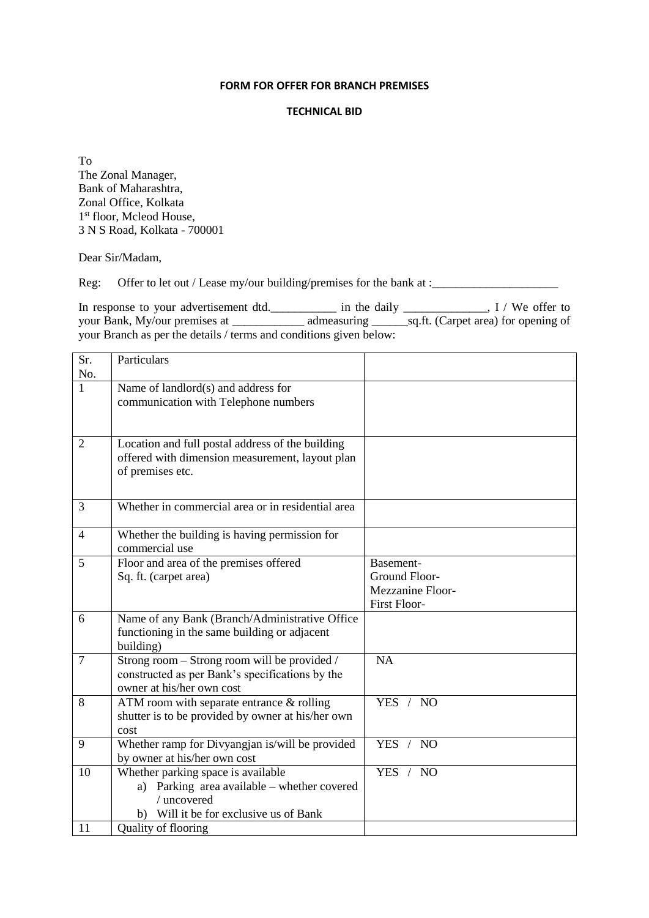**FORM FOR OFFER FOR BRANCH PREMISES**

**TECHNICAL BID**

To
The Zonal Manager,
Bank of Maharashtra,
Zonal Office, Kolkata
1st floor, Mcleod House,
3 N S Road, Kolkata - 700001

Dear Sir/Madam,

Reg: Offer to let out / Lease my/our building/premises for the bank at :_____________________

In response to your advertisement dtd.___________ in the daily ______________, I / We offer to your Bank, My/our premises at ____________ admeasuring ______sq.ft. (Carpet area) for opening of your Branch as per the details / terms and conditions given below:

| Sr. No. | Particulars | |
|---|---|---|
| 1 | Name of landlord(s) and address for communication with Telephone numbers | |
| 2 | Location and full postal address of the building offered with dimension measurement, layout plan of premises etc. | |
| 3 | Whether in commercial area or in residential area | |
| 4 | Whether the building is having permission for commercial use | |
| 5 | Floor and area of the premises offered Sq. ft. (carpet area) | Basement-<br>Ground Floor-<br>Mezzanine Floor-<br>First Floor- |
| 6 | Name of any Bank (Branch/Administrative Office functioning in the same building or adjacent building) | |
| 7 | Strong room – Strong room will be provided / constructed as per Bank's specifications by the owner at his/her own cost | NA |
| 8 | ATM room with separate entrance & rolling shutter is to be provided by owner at his/her own cost | YES / NO |
| 9 | Whether ramp for Divyangjan is/will be provided by owner at his/her own cost | YES / NO |
| 10 | Whether parking space is available<br>a) Parking area available – whether covered / uncovered<br>b) Will it be for exclusive us of Bank | YES / NO |
| 11 | Quality of flooring | |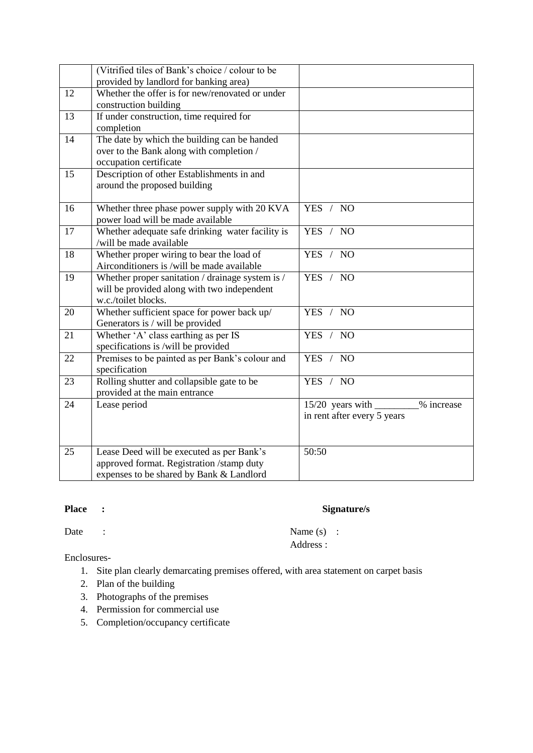| | | |
|---|---|---|
| | (Vitrified tiles of Bank's choice / colour to be provided by landlord for banking area) | |
| 12 | Whether the offer is for new/renovated or under construction building | |
| 13 | If under construction, time required for completion | |
| 14 | The date by which the building can be handed over to the Bank along with completion / occupation certificate | |
| 15 | Description of other Establishments in and around the proposed building | |
| 16 | Whether three phase power supply with 20 KVA power load will be made available | YES / NO |
| 17 | Whether adequate safe drinking water facility is /will be made available | YES / NO |
| 18 | Whether proper wiring to bear the load of Airconditioners is /will be made available | YES / NO |
| 19 | Whether proper sanitation / drainage system is / will be provided along with two independent w.c./toilet blocks. | YES / NO |
| 20 | Whether sufficient space for power back up/ Generators is / will be provided | YES / NO |
| 21 | Whether 'A' class earthing as per IS specifications is /will be provided | YES / NO |
| 22 | Premises to be painted as per Bank's colour and specification | YES / NO |
| 23 | Rolling shutter and collapsible gate to be provided at the main entrance | YES / NO |
| 24 | Lease period | 15/20 years with _________% increase in rent after every 5 years |
| 25 | Lease Deed will be executed as per Bank's approved format. Registration /stamp duty expenses to be shared by Bank & Landlord | 50:50 |

**Place :** **Signature/s**

Date : Name (s) :

Address :

Enclosures-

1. Site plan clearly demarcating premises offered, with area statement on carpet basis
2. Plan of the building
3. Photographs of the premises
4. Permission for commercial use
5. Completion/occupancy certificate